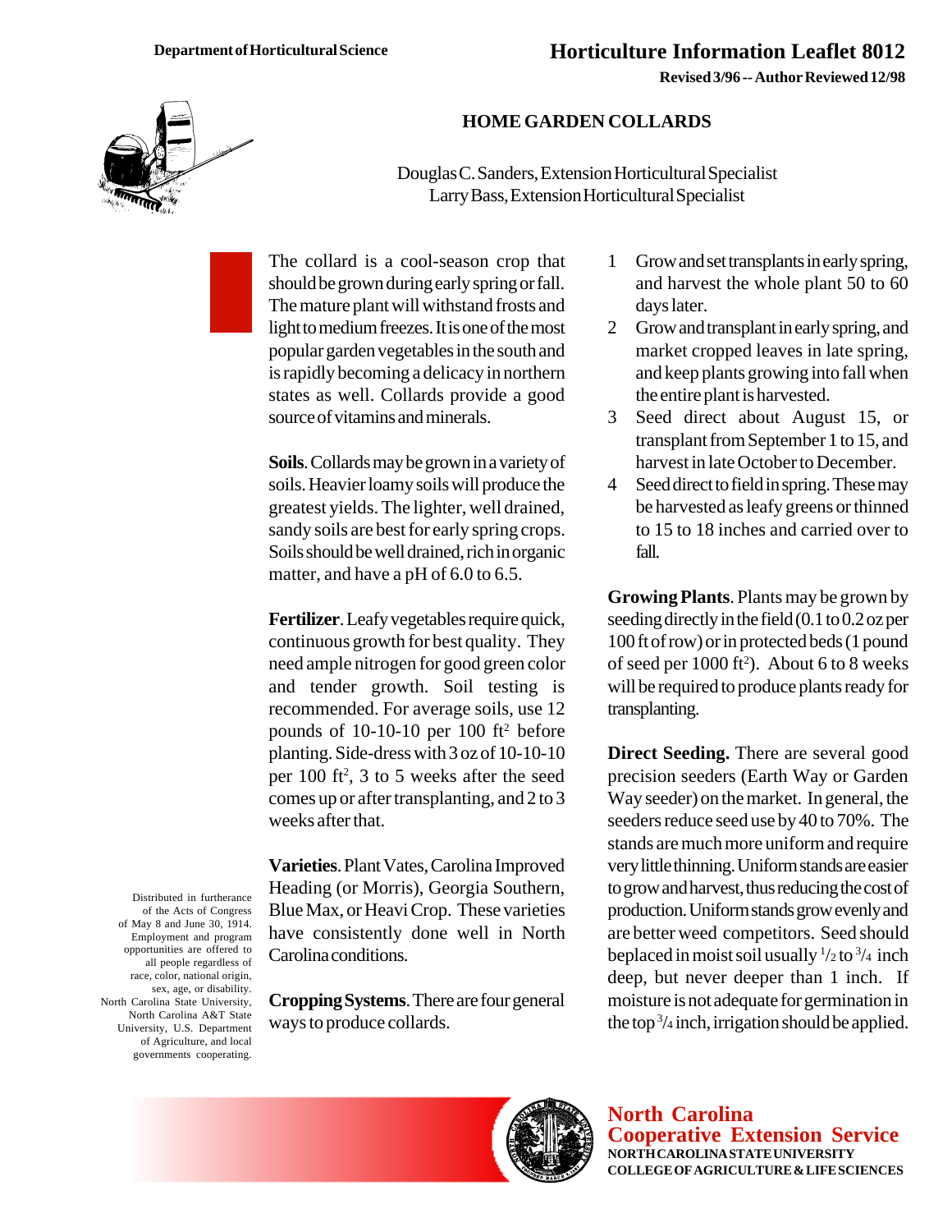Department of Horticultural Science

# Horticulture Information Leaflet 8012

Revised 3/96 -- Author Reviewed 12/98

## HOME GARDEN COLLARDS

Douglas C. Sanders, Extension Horticultural Specialist
Larry Bass, Extension Horticultural Specialist

The collard is a cool-season crop that should be grown during early spring or fall. The mature plant will withstand frosts and light to medium freezes. It is one of the most popular garden vegetables in the south and is rapidly becoming a delicacy in northern states as well. Collards provide a good source of vitamins and minerals.

**Soils**. Collards may be grown in a variety of soils. Heavier loamy soils will produce the greatest yields. The lighter, well drained, sandy soils are best for early spring crops. Soils should be well drained, rich in organic matter, and have a pH of 6.0 to 6.5.

**Fertilizer**. Leafy vegetables require quick, continuous growth for best quality. They need ample nitrogen for good green color and tender growth. Soil testing is recommended. For average soils, use 12 pounds of 10-10-10 per 100 $ft^2$ before planting. Side-dress with 3 oz of 10-10-10 per 100 $ft^2$, 3 to 5 weeks after the seed comes up or after transplanting, and 2 to 3 weeks after that.

**Varieties**. Plant Vates, Carolina Improved Heading (or Morris), Georgia Southern, Blue Max, or Heavi Crop. These varieties have consistently done well in North Carolina conditions.

**Cropping Systems**. There are four general ways to produce collards.

1. Grow and set transplants in early spring, and harvest the whole plant 50 to 60 days later.
2. Grow and transplant in early spring, and market cropped leaves in late spring, and keep plants growing into fall when the entire plant is harvested.
3. Seed direct about August 15, or transplant from September 1 to 15, and harvest in late October to December.
4. Seed direct to field in spring. These may be harvested as leafy greens or thinned to 15 to 18 inches and carried over to fall.

**Growing Plants**. Plants may be grown by seeding directly in the field (0.1 to 0.2 oz per 100 ft of row) or in protected beds (1 pound of seed per 1000 $ft^2$). About 6 to 8 weeks will be required to produce plants ready for transplanting.

**Direct Seeding.** There are several good precision seeders (Earth Way or Garden Way seeder) on the market. In general, the seeders reduce seed use by 40 to 70%. The stands are much more uniform and require very little thinning. Uniform stands are easier to grow and harvest, thus reducing the cost of production. Uniform stands grow evenly and are better weed competitors. Seed should be placed in moist soil usually $1/2$ to $3/4$ inch deep, but never deeper than 1 inch. If moisture is not adequate for germination in the top $3/4$ inch, irrigation should be applied.

Distributed in furtherance of the Acts of Congress of May 8 and June 30, 1914. Employment and program opportunities are offered to all people regardless of race, color, national origin, sex, age, or disability. North Carolina State University, North Carolina A&T State University, U.S. Department of Agriculture, and local governments cooperating.

**North Carolina Cooperative Extension Service**
NORTH CAROLINA STATE UNIVERSITY
COLLEGE OF AGRICULTURE & LIFE SCIENCES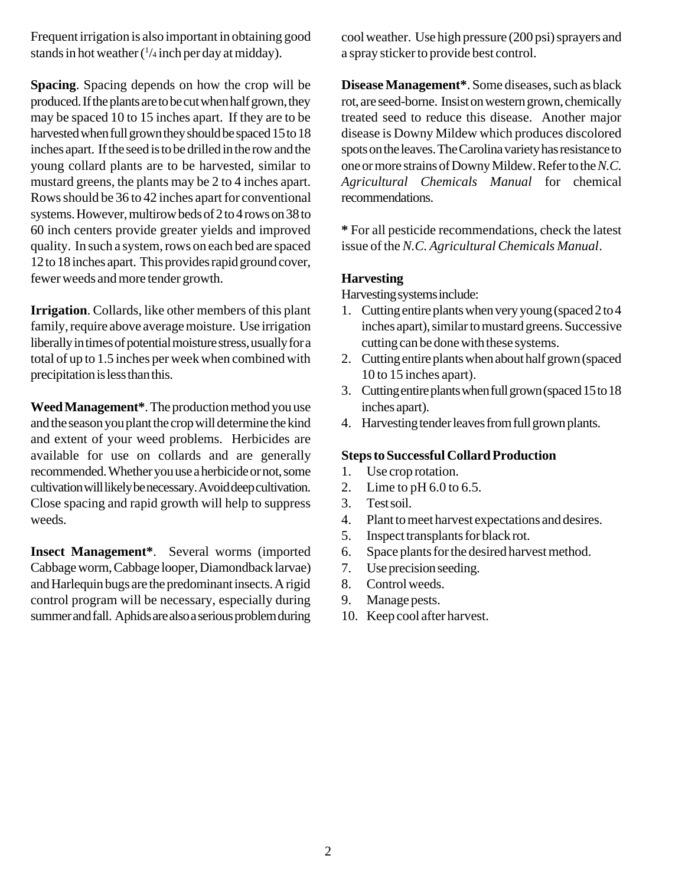Frequent irrigation is also important in obtaining good stands in hot weather (1/4 inch per day at midday).

**Spacing**. Spacing depends on how the crop will be produced. If the plants are to be cut when half grown, they may be spaced 10 to 15 inches apart. If they are to be harvested when full grown they should be spaced 15 to 18 inches apart. If the seed is to be drilled in the row and the young collard plants are to be harvested, similar to mustard greens, the plants may be 2 to 4 inches apart. Rows should be 36 to 42 inches apart for conventional systems. However, multirow beds of 2 to 4 rows on 38 to 60 inch centers provide greater yields and improved quality. In such a system, rows on each bed are spaced 12 to 18 inches apart. This provides rapid ground cover, fewer weeds and more tender growth.

**Irrigation**. Collards, like other members of this plant family, require above average moisture. Use irrigation liberally in times of potential moisture stress, usually for a total of up to 1.5 inches per week when combined with precipitation is less than this.

**Weed Management***. The production method you use and the season you plant the crop will determine the kind and extent of your weed problems. Herbicides are available for use on collards and are generally recommended. Whether you use a herbicide or not, some cultivation will likely be necessary. Avoid deep cultivation. Close spacing and rapid growth will help to suppress weeds.

**Insect Management***. Several worms (imported Cabbage worm, Cabbage looper, Diamondback larvae) and Harlequin bugs are the predominant insects. A rigid control program will be necessary, especially during summer and fall. Aphids are also a serious problem during cool weather. Use high pressure (200 psi) sprayers and a spray sticker to provide best control.

**Disease Management***. Some diseases, such as black rot, are seed-borne. Insist on western grown, chemically treated seed to reduce this disease. Another major disease is Downy Mildew which produces discolored spots on the leaves. The Carolina variety has resistance to one or more strains of Downy Mildew. Refer to the *N.C. Agricultural Chemicals Manual* for chemical recommendations.

**\*** For all pesticide recommendations, check the latest issue of the *N.C. Agricultural Chemicals Manual*.

### Harvesting

Harvesting systems include:

1. Cutting entire plants when very young (spaced 2 to 4 inches apart), similar to mustard greens. Successive cutting can be done with these systems.
2. Cutting entire plants when about half grown (spaced 10 to 15 inches apart).
3. Cutting entire plants when full grown (spaced 15 to 18 inches apart).
4. Harvesting tender leaves from full grown plants.

### Steps to Successful Collard Production

1. Use crop rotation.
2. Lime to pH 6.0 to 6.5.
3. Test soil.
4. Plant to meet harvest expectations and desires.
5. Inspect transplants for black rot.
6. Space plants for the desired harvest method.
7. Use precision seeding.
8. Control weeds.
9. Manage pests.
10. Keep cool after harvest.